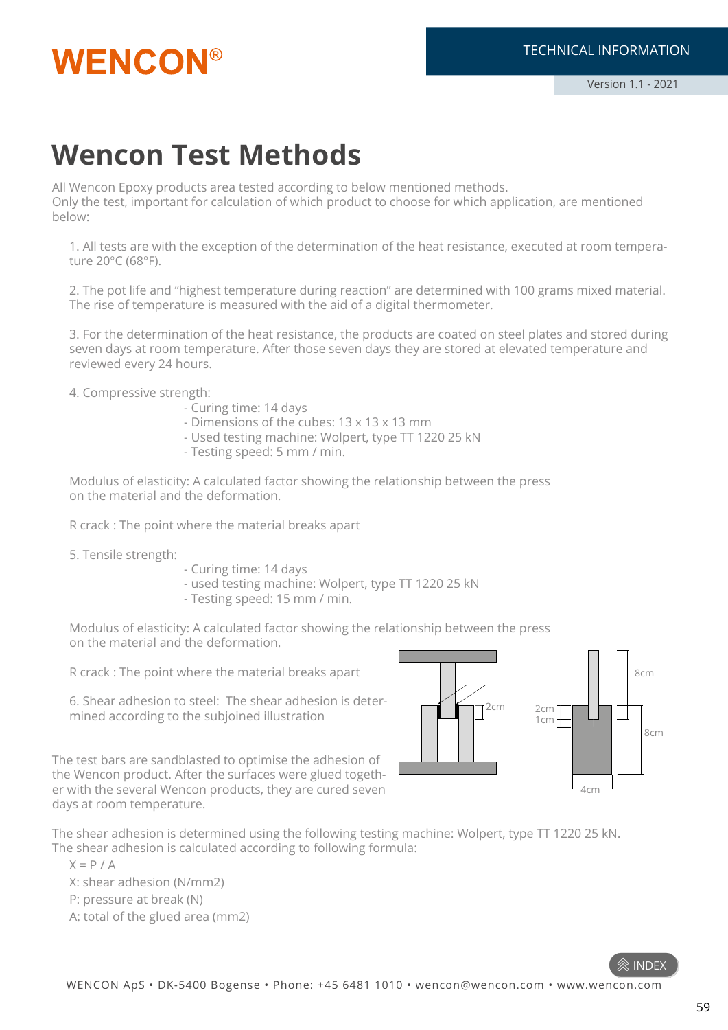WENCON®

TECHNICAL INFORMATION

Version 1.1 - 2021

# Wencon Test Methods

All Wencon Epoxy products area tested according to below mentioned methods.
Only the test, important for calculation of which product to choose for which application, are mentioned below:

1. All tests are with the exception of the determination of the heat resistance, executed at room temperature 20°C (68°F).

2. The pot life and "highest temperature during reaction" are determined with 100 grams mixed material. The rise of temperature is measured with the aid of a digital thermometer.

3. For the determination of the heat resistance, the products are coated on steel plates and stored during seven days at room temperature. After those seven days they are stored at elevated temperature and reviewed every 24 hours.

4. Compressive strength:
   - Curing time: 14 days
   - Dimensions of the cubes: 13 x 13 x 13 mm
   - Used testing machine: Wolpert, type TT 1220 25 kN
   - Testing speed: 5 mm / min.

Modulus of elasticity: A calculated factor showing the relationship between the press on the material and the deformation.

R crack : The point where the material breaks apart

5. Tensile strength:
   - Curing time: 14 days
   - used testing machine: Wolpert, type TT 1220 25 kN
   - Testing speed: 15 mm / min.

Modulus of elasticity: A calculated factor showing the relationship between the press on the material and the deformation.

R crack : The point where the material breaks apart

6. Shear adhesion to steel: The shear adhesion is determined according to the subjoined illustration

2cm 2cm 1cm 8cm 8cm 4cm

The test bars are sandblasted to optimise the adhesion of the Wencon product. After the surfaces were glued together with the several Wencon products, they are cured seven days at room temperature.

The shear adhesion is determined using the following testing machine: Wolpert, type TT 1220 25 kN.
The shear adhesion is calculated according to following formula:

$X = P / A$

X: shear adhesion (N/mm2)

P: pressure at break (N)

A: total of the glued area (mm2)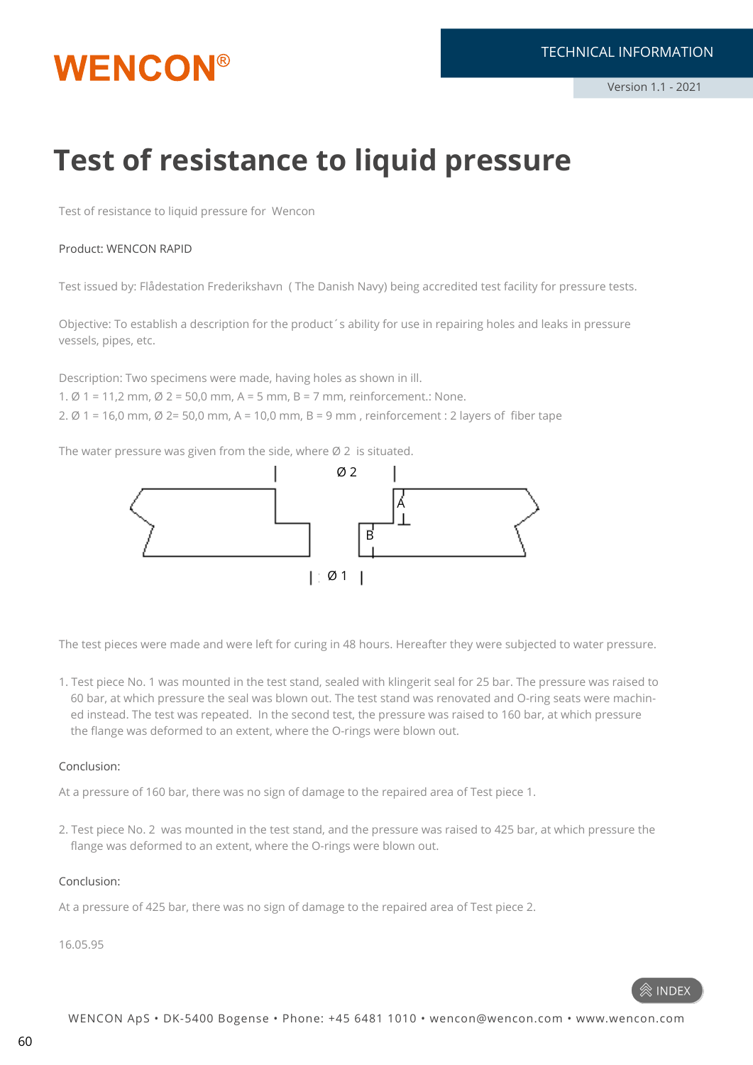# Test of resistance to liquid pressure

Test of resistance to liquid pressure for Wencon

Product: WENCON RAPID

Test issued by: Flådestation Frederikshavn ( The Danish Navy) being accredited test facility for pressure tests.

Objective: To establish a description for the product´s ability for use in repairing holes and leaks in pressure vessels, pipes, etc.

Description: Two specimens were made, having holes as shown in ill.

1. Ø 1 = 11,2 mm, Ø 2 = 50,0 mm, A = 5 mm, B = 7 mm, reinforcement.: None.
2. Ø 1 = 16,0 mm, Ø 2= 50,0 mm, A = 10,0 mm, B = 9 mm , reinforcement : 2 layers of fiber tape

The water pressure was given from the side, where Ø 2 is situated.

Ø 2

A

B

Ø 1

The test pieces were made and were left for curing in 48 hours. Hereafter they were subjected to water pressure.

1. Test piece No. 1 was mounted in the test stand, sealed with klingerit seal for 25 bar. The pressure was raised to 60 bar, at which pressure the seal was blown out. The test stand was renovated and O-ring seats were machined instead. The test was repeated. In the second test, the pressure was raised to 160 bar, at which pressure the flange was deformed to an extent, where the O-rings were blown out.

Conclusion:

At a pressure of 160 bar, there was no sign of damage to the repaired area of Test piece 1.

2. Test piece No. 2 was mounted in the test stand, and the pressure was raised to 425 bar, at which pressure the flange was deformed to an extent, where the O-rings were blown out.

Conclusion:

At a pressure of 425 bar, there was no sign of damage to the repaired area of Test piece 2.

16.05.95